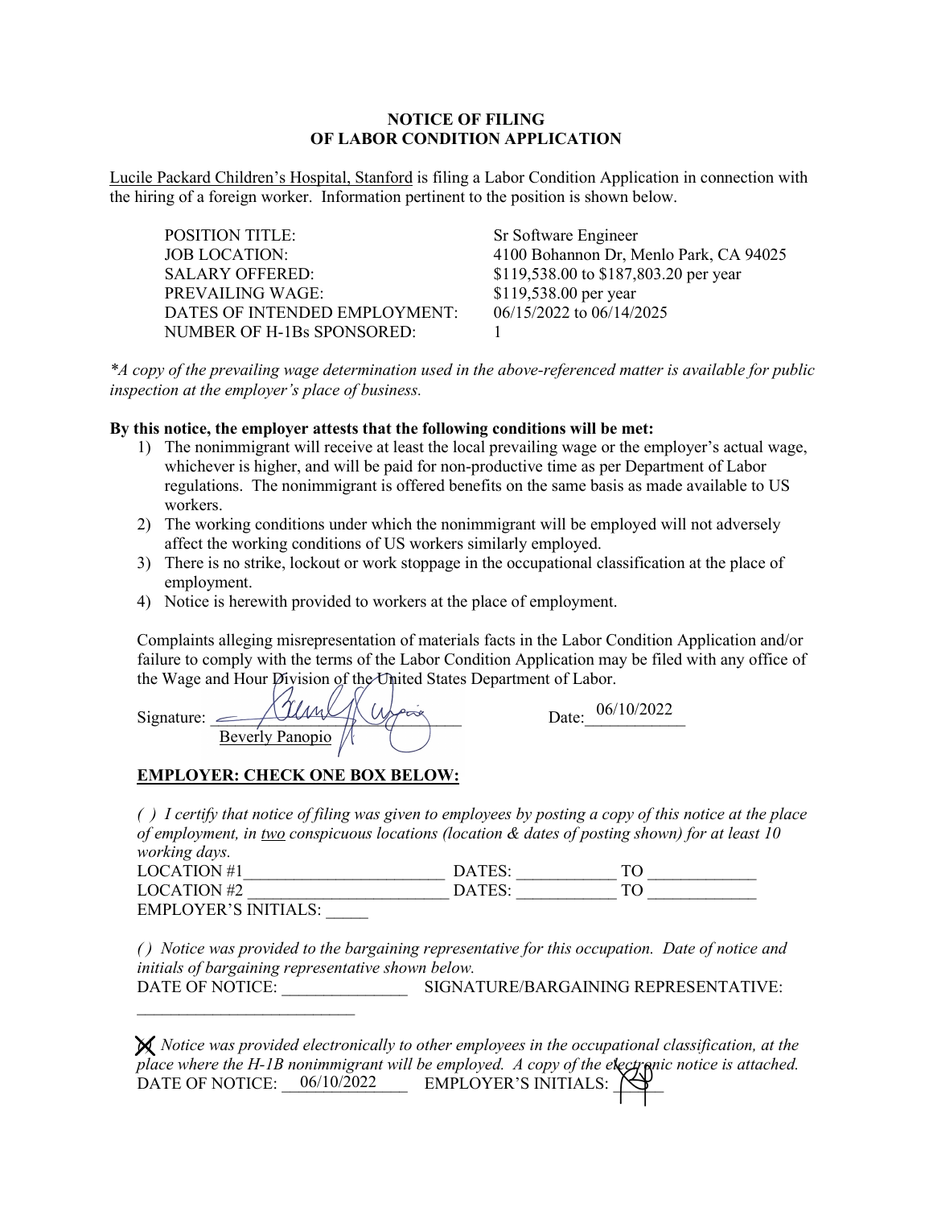**NOTICE OF FILING**
**OF LABOR CONDITION APPLICATION**

Lucile Packard Children's Hospital, Stanford is filing a Labor Condition Application in connection with the hiring of a foreign worker. Information pertinent to the position is shown below.

| | |
|---|---|
| POSITION TITLE: | Sr Software Engineer |
| JOB LOCATION: | 4100 Bohannon Dr, Menlo Park, CA 94025 |
| SALARY OFFERED: | $119,538.00 to $187,803.20 per year |
| PREVAILING WAGE: | $119,538.00 per year |
| DATES OF INTENDED EMPLOYMENT: | 06/15/2022 to 06/14/2025 |
| NUMBER OF H-1Bs SPONSORED: | 1 |

*\*A copy of the prevailing wage determination used in the above-referenced matter is available for public inspection at the employer's place of business.*

**By this notice, the employer attests that the following conditions will be met:**

1) The nonimmigrant will receive at least the local prevailing wage or the employer's actual wage, whichever is higher, and will be paid for non-productive time as per Department of Labor regulations. The nonimmigrant is offered benefits on the same basis as made available to US workers.
2) The working conditions under which the nonimmigrant will be employed will not adversely affect the working conditions of US workers similarly employed.
3) There is no strike, lockout or work stoppage in the occupational classification at the place of employment.
4) Notice is herewith provided to workers at the place of employment.

Complaints alleging misrepresentation of materials facts in the Labor Condition Application and/or failure to comply with the terms of the Labor Condition Application may be filed with any office of the Wage and Hour Division of the United States Department of Labor.

Signature: ________________ Date: 06/10/2022
Beverly Panopio

**EMPLOYER: CHECK ONE BOX BELOW:**

*( ) I certify that notice of filing was given to employees by posting a copy of this notice at the place of employment, in two conspicuous locations (location & dates of posting shown) for at least 10 working days.*

LOCATION #1________________________ DATES: ___________ TO ____________
LOCATION #2 ________________________ DATES: ___________ TO ____________
EMPLOYER'S INITIALS: _____

*( ) Notice was provided to the bargaining representative for this occupation. Date of notice and initials of bargaining representative shown below.*

DATE OF NOTICE: ______________ SIGNATURE/BARGAINING REPRESENTATIVE: __________________________

*(X) Notice was provided electronically to other employees in the occupational classification, at the place where the H-1B nonimmigrant will be employed. A copy of the electronic notice is attached.*

DATE OF NOTICE: 06/10/2022 EMPLOYER'S INITIALS: ______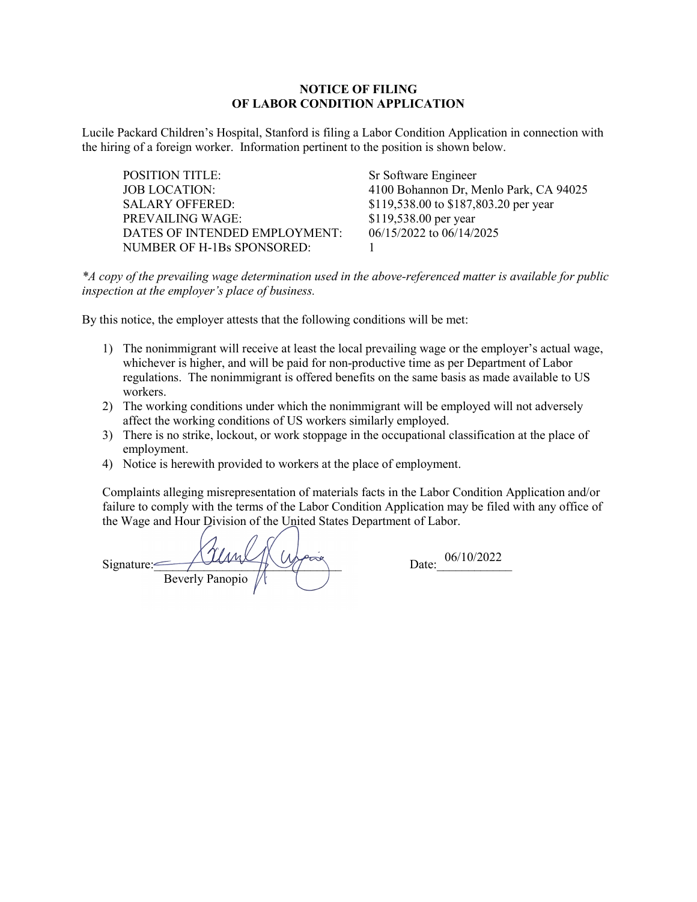**NOTICE OF FILING**
**OF LABOR CONDITION APPLICATION**

Lucile Packard Children's Hospital, Stanford is filing a Labor Condition Application in connection with the hiring of a foreign worker. Information pertinent to the position is shown below.

| | |
|---|---|
| POSITION TITLE: | Sr Software Engineer |
| JOB LOCATION: | 4100 Bohannon Dr, Menlo Park, CA 94025 |
| SALARY OFFERED: | $119,538.00 to $187,803.20 per year |
| PREVAILING WAGE: | $119,538.00 per year |
| DATES OF INTENDED EMPLOYMENT: | 06/15/2022 to 06/14/2025 |
| NUMBER OF H-1Bs SPONSORED: | 1 |

*\*A copy of the prevailing wage determination used in the above-referenced matter is available for public inspection at the employer's place of business.*

By this notice, the employer attests that the following conditions will be met:

1) The nonimmigrant will receive at least the local prevailing wage or the employer's actual wage, whichever is higher, and will be paid for non-productive time as per Department of Labor regulations. The nonimmigrant is offered benefits on the same basis as made available to US workers.
2) The working conditions under which the nonimmigrant will be employed will not adversely affect the working conditions of US workers similarly employed.
3) There is no strike, lockout, or work stoppage in the occupational classification at the place of employment.
4) Notice is herewith provided to workers at the place of employment.

Complaints alleging misrepresentation of materials facts in the Labor Condition Application and/or failure to comply with the terms of the Labor Condition Application may be filed with any office of the Wage and Hour Division of the United States Department of Labor.

Signature: ______________________ Date: 06/10/2022

Beverly Panopio